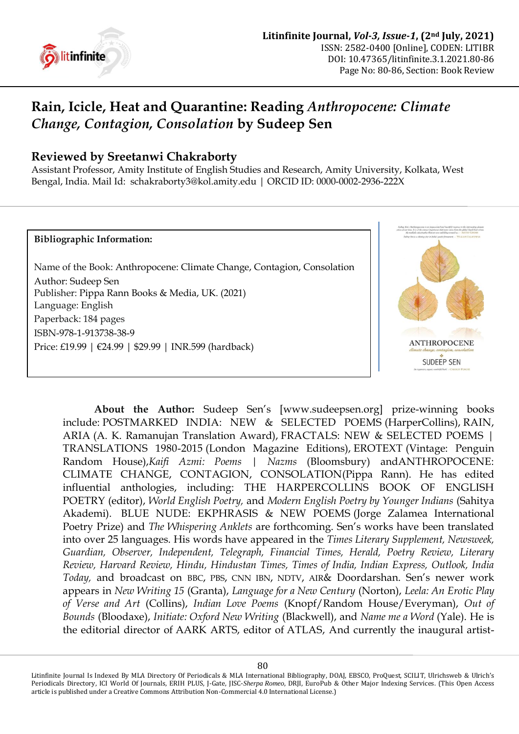# Rain, Icicle, Heat and Quarantine: Reading *Anthropocene: Climate Change, Contagion, Consolation* by Sudeep Sen

## Reviewed by Sreetanwi Chakraborty

Assistant Professor, Amity Institute of English Studies and Research, Amity University, Kolkata, West Bengal, India. Mail Id: schakraborty3@kol.amity.edu | ORCID ID: 0000-0002-2936-222X

**Bibliographic Information:**

Name of the Book: Anthropocene: Climate Change, Contagion, Consolation
Author: Sudeep Sen
Publisher: Pippa Rann Books & Media, UK. (2021)
Language: English
Paperback: 184 pages
ISBN-978-1-913738-38-9
Price: £19.99 | €24.99 | $29.99 | INR.599 (hardback)

**About the Author:** Sudeep Sen's [www.sudeepsen.org] prize-winning books include: POSTMARKED INDIA: NEW & SELECTED POEMS (HarperCollins), RAIN, ARIA (A. K. Ramanujan Translation Award), FRACTALS: NEW & SELECTED POEMS | TRANSLATIONS 1980-2015 (London Magazine Editions), EROTEXT (Vintage: Penguin Random House),*Kaifi Azmi: Poems | Nazms* (Bloomsbury) andANTHROPOCENE: CLIMATE CHANGE, CONTAGION, CONSOLATION(Pippa Rann). He has edited influential anthologies, including: THE HARPERCOLLINS BOOK OF ENGLISH POETRY (editor), *World English Poetry,* and *Modern English Poetry by Younger Indians* (Sahitya Akademi). BLUE NUDE: EKPHRASIS & NEW POEMS (Jorge Zalamea International Poetry Prize) and *The Whispering Anklets* are forthcoming. Sen's works have been translated into over 25 languages. His words have appeared in the *Times Literary Supplement, Newsweek, Guardian, Observer, Independent, Telegraph, Financial Times, Herald, Poetry Review, Literary Review, Harvard Review, Hindu, Hindustan Times, Times of India, Indian Express, Outlook, India Today,* and broadcast on BBC, PBS, CNN IBN, NDTV, AIR& Doordarshan. Sen's newer work appears in *New Writing 15* (Granta), *Language for a New Century* (Norton), *Leela: An Erotic Play of Verse and Art* (Collins), *Indian Love Poems* (Knopf/Random House/Everyman), *Out of Bounds* (Bloodaxe), *Initiate: Oxford New Writing* (Blackwell), and *Name me a Word* (Yale). He is the editorial director of AARK ARTS, editor of ATLAS, And currently the inaugural artist-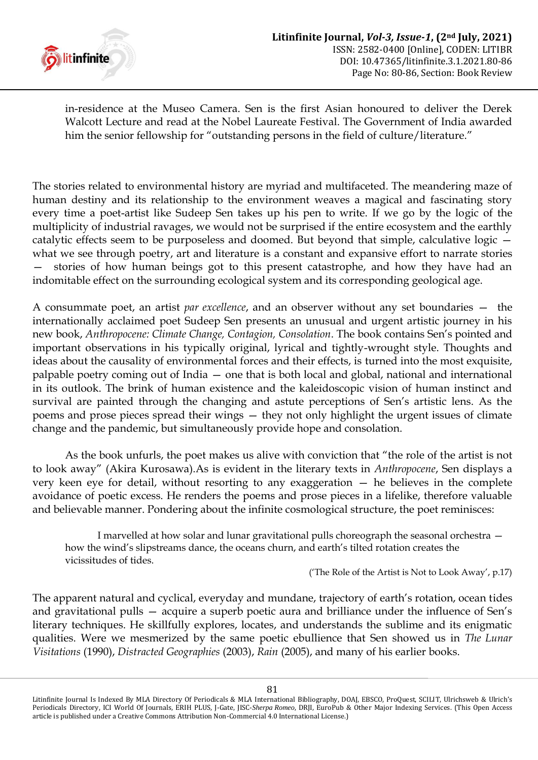in-residence at the Museo Camera. Sen is the first Asian honoured to deliver the Derek Walcott Lecture and read at the Nobel Laureate Festival. The Government of India awarded him the senior fellowship for "outstanding persons in the field of culture/literature."

The stories related to environmental history are myriad and multifaceted. The meandering maze of human destiny and its relationship to the environment weaves a magical and fascinating story every time a poet-artist like Sudeep Sen takes up his pen to write. If we go by the logic of the multiplicity of industrial ravages, we would not be surprised if the entire ecosystem and the earthly catalytic effects seem to be purposeless and doomed. But beyond that simple, calculative logic — what we see through poetry, art and literature is a constant and expansive effort to narrate stories — stories of how human beings got to this present catastrophe, and how they have had an indomitable effect on the surrounding ecological system and its corresponding geological age.

A consummate poet, an artist *par excellence*, and an observer without any set boundaries — the internationally acclaimed poet Sudeep Sen presents an unusual and urgent artistic journey in his new book, *Anthropocene: Climate Change, Contagion, Consolation*. The book contains Sen's pointed and important observations in his typically original, lyrical and tightly-wrought style. Thoughts and ideas about the causality of environmental forces and their effects, is turned into the most exquisite, palpable poetry coming out of India — one that is both local and global, national and international in its outlook. The brink of human existence and the kaleidoscopic vision of human instinct and survival are painted through the changing and astute perceptions of Sen's artistic lens. As the poems and prose pieces spread their wings — they not only highlight the urgent issues of climate change and the pandemic, but simultaneously provide hope and consolation.

As the book unfurls, the poet makes us alive with conviction that "the role of the artist is not to look away" (Akira Kurosawa).As is evident in the literary texts in *Anthropocene*, Sen displays a very keen eye for detail, without resorting to any exaggeration — he believes in the complete avoidance of poetic excess. He renders the poems and prose pieces in a lifelike, therefore valuable and believable manner. Pondering about the infinite cosmological structure, the poet reminisces:

> I marvelled at how solar and lunar gravitational pulls choreograph the seasonal orchestra — how the wind's slipstreams dance, the oceans churn, and earth's tilted rotation creates the vicissitudes of tides.
>
> ('The Role of the Artist is Not to Look Away', p.17)

The apparent natural and cyclical, everyday and mundane, trajectory of earth's rotation, ocean tides and gravitational pulls — acquire a superb poetic aura and brilliance under the influence of Sen's literary techniques. He skillfully explores, locates, and understands the sublime and its enigmatic qualities. Were we mesmerized by the same poetic ebullience that Sen showed us in *The Lunar Visitations* (1990), *Distracted Geographies* (2003), *Rain* (2005), and many of his earlier books.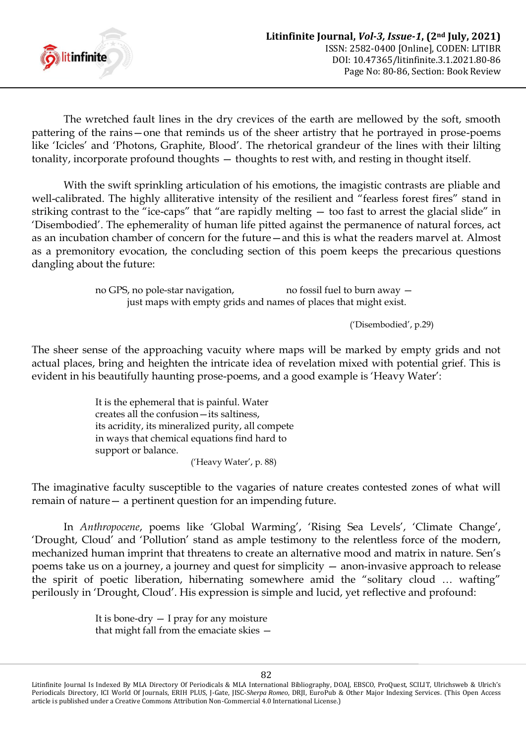The wretched fault lines in the dry crevices of the earth are mellowed by the soft, smooth pattering of the rains—one that reminds us of the sheer artistry that he portrayed in prose-poems like 'Icicles' and 'Photons, Graphite, Blood'. The rhetorical grandeur of the lines with their lilting tonality, incorporate profound thoughts — thoughts to rest with, and resting in thought itself.

With the swift sprinkling articulation of his emotions, the imagistic contrasts are pliable and well-calibrated. The highly alliterative intensity of the resilient and "fearless forest fires" stand in striking contrast to the "ice-caps" that "are rapidly melting — too fast to arrest the glacial slide" in 'Disembodied'. The ephemerality of human life pitted against the permanence of natural forces, act as an incubation chamber of concern for the future—and this is what the readers marvel at. Almost as a premonitory evocation, the concluding section of this poem keeps the precarious questions dangling about the future:

> no GPS, no pole-star navigation, no fossil fuel to burn away —
> just maps with empty grids and names of places that might exist.
>
> ('Disembodied', p.29)

The sheer sense of the approaching vacuity where maps will be marked by empty grids and not actual places, bring and heighten the intricate idea of revelation mixed with potential grief. This is evident in his beautifully haunting prose-poems, and a good example is 'Heavy Water':

> It is the ephemeral that is painful. Water
> creates all the confusion—its saltiness,
> its acridity, its mineralized purity, all compete
> in ways that chemical equations find hard to
> support or balance.
>
> ('Heavy Water', p. 88)

The imaginative faculty susceptible to the vagaries of nature creates contested zones of what will remain of nature— a pertinent question for an impending future.

In *Anthropocene*, poems like 'Global Warming', 'Rising Sea Levels', 'Climate Change', 'Drought, Cloud' and 'Pollution' stand as ample testimony to the relentless force of the modern, mechanized human imprint that threatens to create an alternative mood and matrix in nature. Sen's poems take us on a journey, a journey and quest for simplicity — anon-invasive approach to release the spirit of poetic liberation, hibernating somewhere amid the "solitary cloud … wafting" perilously in 'Drought, Cloud'. His expression is simple and lucid, yet reflective and profound:

> It is bone-dry — I pray for any moisture
> that might fall from the emaciate skies —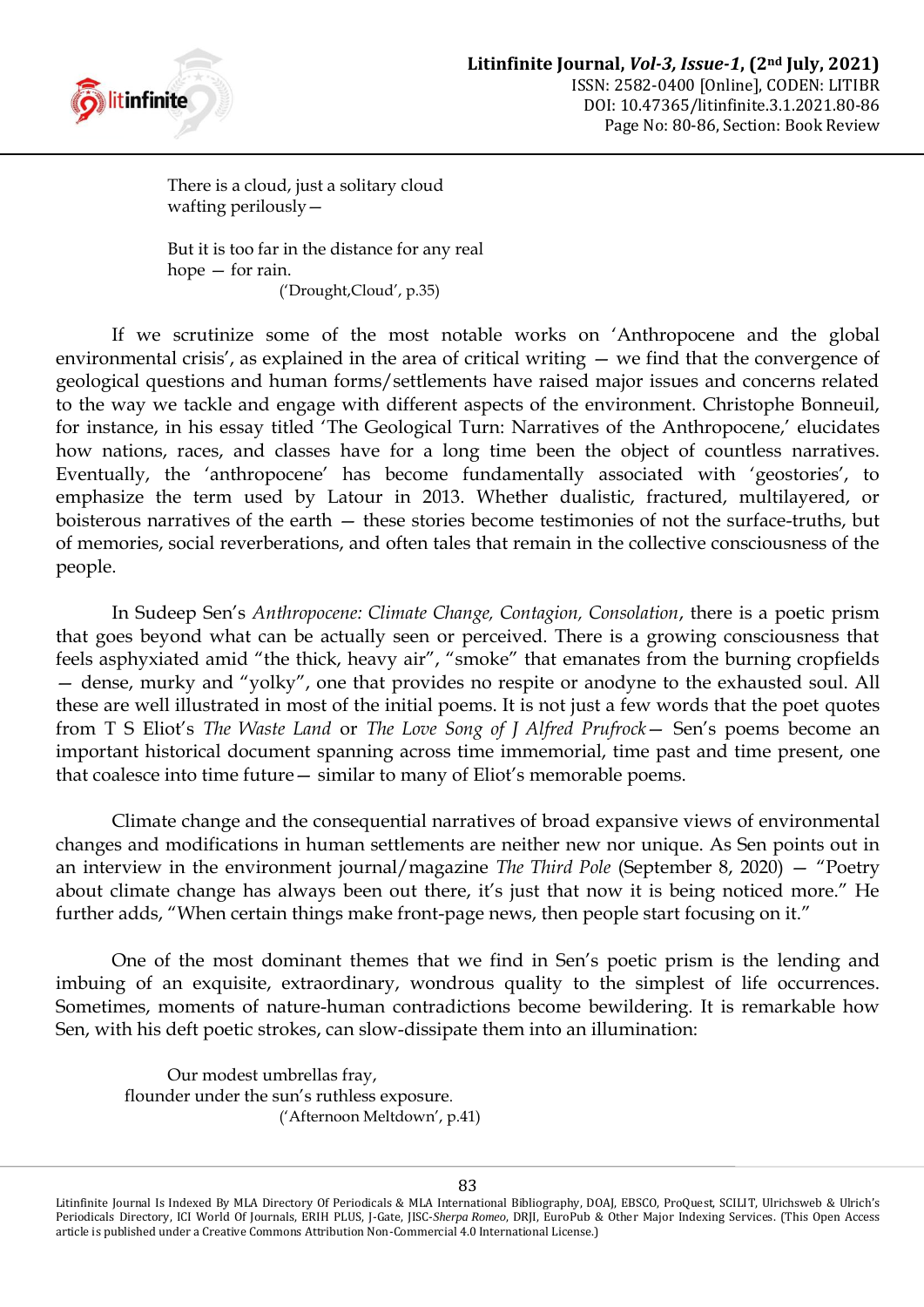There is a cloud, just a solitary cloud
wafting perilously—

But it is too far in the distance for any real
hope — for rain.
('Drought,Cloud', p.35)

If we scrutinize some of the most notable works on 'Anthropocene and the global environmental crisis', as explained in the area of critical writing — we find that the convergence of geological questions and human forms/settlements have raised major issues and concerns related to the way we tackle and engage with different aspects of the environment. Christophe Bonneuil, for instance, in his essay titled 'The Geological Turn: Narratives of the Anthropocene,' elucidates how nations, races, and classes have for a long time been the object of countless narratives. Eventually, the 'anthropocene' has become fundamentally associated with 'geostories', to emphasize the term used by Latour in 2013. Whether dualistic, fractured, multilayered, or boisterous narratives of the earth — these stories become testimonies of not the surface-truths, but of memories, social reverberations, and often tales that remain in the collective consciousness of the people.

In Sudeep Sen's *Anthropocene: Climate Change, Contagion, Consolation*, there is a poetic prism that goes beyond what can be actually seen or perceived. There is a growing consciousness that feels asphyxiated amid "the thick, heavy air", "smoke" that emanates from the burning cropfields — dense, murky and "yolky", one that provides no respite or anodyne to the exhausted soul. All these are well illustrated in most of the initial poems. It is not just a few words that the poet quotes from T S Eliot's *The Waste Land* or *The Love Song of J Alfred Prufrock*— Sen's poems become an important historical document spanning across time immemorial, time past and time present, one that coalesce into time future— similar to many of Eliot's memorable poems.

Climate change and the consequential narratives of broad expansive views of environmental changes and modifications in human settlements are neither new nor unique. As Sen points out in an interview in the environment journal/magazine *The Third Pole* (September 8, 2020) — "Poetry about climate change has always been out there, it's just that now it is being noticed more." He further adds, "When certain things make front-page news, then people start focusing on it."

One of the most dominant themes that we find in Sen's poetic prism is the lending and imbuing of an exquisite, extraordinary, wondrous quality to the simplest of life occurrences. Sometimes, moments of nature-human contradictions become bewildering. It is remarkable how Sen, with his deft poetic strokes, can slow-dissipate them into an illumination:

Our modest umbrellas fray,
flounder under the sun's ruthless exposure.
('Afternoon Meltdown', p.41)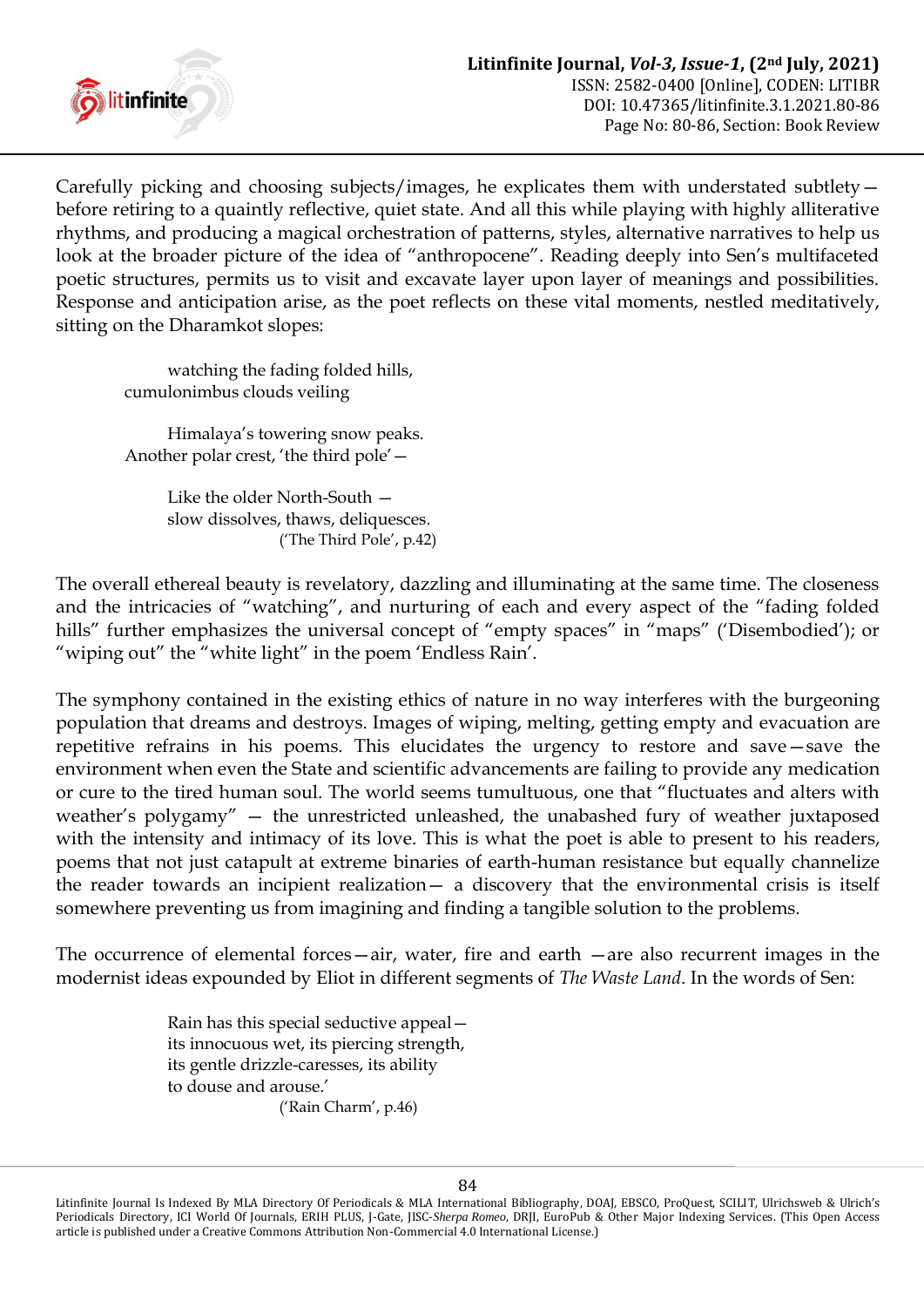Carefully picking and choosing subjects/images, he explicates them with understated subtlety—before retiring to a quaintly reflective, quiet state. And all this while playing with highly alliterative rhythms, and producing a magical orchestration of patterns, styles, alternative narratives to help us look at the broader picture of the idea of "anthropocene". Reading deeply into Sen's multifaceted poetic structures, permits us to visit and excavate layer upon layer of meanings and possibilities. Response and anticipation arise, as the poet reflects on these vital moments, nestled meditatively, sitting on the Dharamkot slopes:

> watching the fading folded hills,
> cumulonimbus clouds veiling
>
> Himalaya's towering snow peaks.
> Another polar crest, 'the third pole'—
>
> Like the older North-South —
> slow dissolves, thaws, deliquesces.
>
> ('The Third Pole', p.42)

The overall ethereal beauty is revelatory, dazzling and illuminating at the same time. The closeness and the intricacies of "watching", and nurturing of each and every aspect of the "fading folded hills" further emphasizes the universal concept of "empty spaces" in "maps" ('Disembodied'); or "wiping out" the "white light" in the poem 'Endless Rain'.

The symphony contained in the existing ethics of nature in no way interferes with the burgeoning population that dreams and destroys. Images of wiping, melting, getting empty and evacuation are repetitive refrains in his poems. This elucidates the urgency to restore and save—save the environment when even the State and scientific advancements are failing to provide any medication or cure to the tired human soul. The world seems tumultuous, one that "fluctuates and alters with weather's polygamy" — the unrestricted unleashed, the unabashed fury of weather juxtaposed with the intensity and intimacy of its love. This is what the poet is able to present to his readers, poems that not just catapult at extreme binaries of earth-human resistance but equally channelize the reader towards an incipient realization— a discovery that the environmental crisis is itself somewhere preventing us from imagining and finding a tangible solution to the problems.

The occurrence of elemental forces—air, water, fire and earth —are also recurrent images in the modernist ideas expounded by Eliot in different segments of *The Waste Land*. In the words of Sen:

> Rain has this special seductive appeal—
> its innocuous wet, its piercing strength,
> its gentle drizzle-caresses, its ability
> to douse and arouse.'
>
> ('Rain Charm', p.46)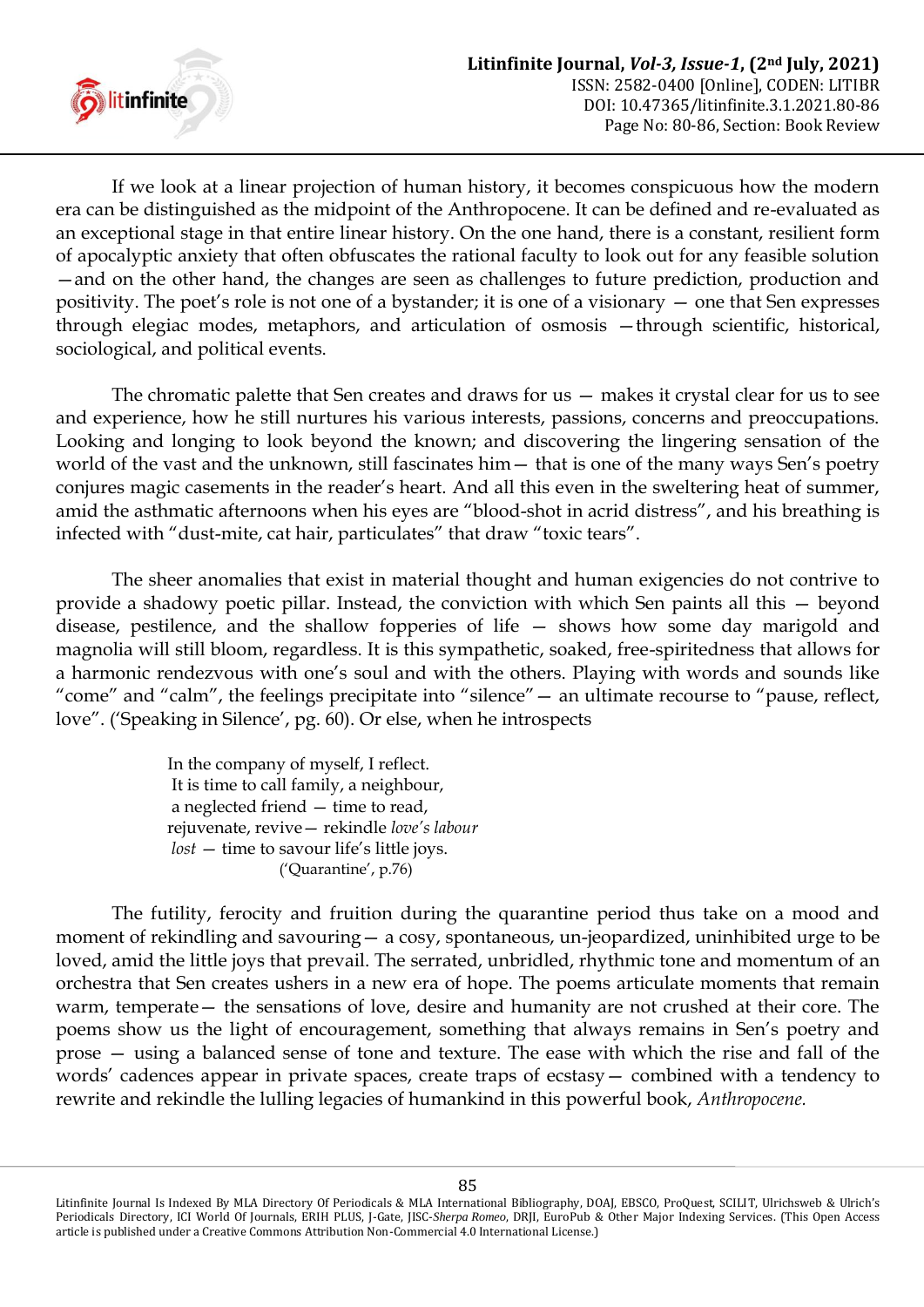If we look at a linear projection of human history, it becomes conspicuous how the modern era can be distinguished as the midpoint of the Anthropocene. It can be defined and re-evaluated as an exceptional stage in that entire linear history. On the one hand, there is a constant, resilient form of apocalyptic anxiety that often obfuscates the rational faculty to look out for any feasible solution —and on the other hand, the changes are seen as challenges to future prediction, production and positivity. The poet's role is not one of a bystander; it is one of a visionary — one that Sen expresses through elegiac modes, metaphors, and articulation of osmosis —through scientific, historical, sociological, and political events.

The chromatic palette that Sen creates and draws for us — makes it crystal clear for us to see and experience, how he still nurtures his various interests, passions, concerns and preoccupations. Looking and longing to look beyond the known; and discovering the lingering sensation of the world of the vast and the unknown, still fascinates him— that is one of the many ways Sen's poetry conjures magic casements in the reader's heart. And all this even in the sweltering heat of summer, amid the asthmatic afternoons when his eyes are "blood-shot in acrid distress", and his breathing is infected with "dust-mite, cat hair, particulates" that draw "toxic tears".

The sheer anomalies that exist in material thought and human exigencies do not contrive to provide a shadowy poetic pillar. Instead, the conviction with which Sen paints all this — beyond disease, pestilence, and the shallow fopperies of life — shows how some day marigold and magnolia will still bloom, regardless. It is this sympathetic, soaked, free-spiritedness that allows for a harmonic rendezvous with one's soul and with the others. Playing with words and sounds like "come" and "calm", the feelings precipitate into "silence"— an ultimate recourse to "pause, reflect, love". ('Speaking in Silence', pg. 60). Or else, when he introspects

> In the company of myself, I reflect.
> It is time to call family, a neighbour,
> a neglected friend — time to read,
> rejuvenate, revive— rekindle *love's labour*
> *lost* — time to savour life's little joys.
> ('Quarantine', p.76)

The futility, ferocity and fruition during the quarantine period thus take on a mood and moment of rekindling and savouring— a cosy, spontaneous, un-jeopardized, uninhibited urge to be loved, amid the little joys that prevail. The serrated, unbridled, rhythmic tone and momentum of an orchestra that Sen creates ushers in a new era of hope. The poems articulate moments that remain warm, temperate— the sensations of love, desire and humanity are not crushed at their core. The poems show us the light of encouragement, something that always remains in Sen's poetry and prose — using a balanced sense of tone and texture. The ease with which the rise and fall of the words' cadences appear in private spaces, create traps of ecstasy— combined with a tendency to rewrite and rekindle the lulling legacies of humankind in this powerful book, *Anthropocene.*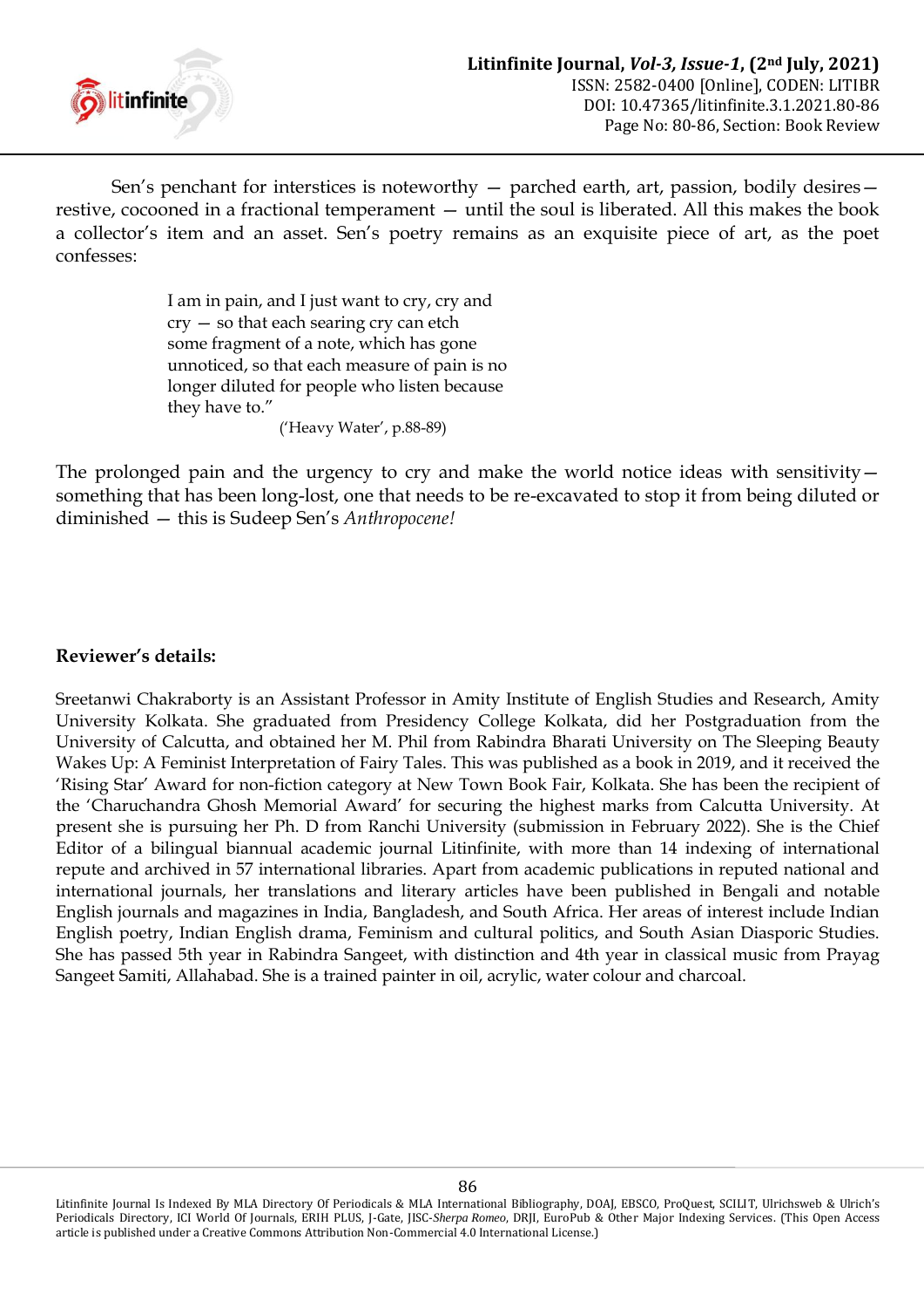Sen's penchant for interstices is noteworthy — parched earth, art, passion, bodily desires—restive, cocooned in a fractional temperament — until the soul is liberated. All this makes the book a collector's item and an asset. Sen's poetry remains as an exquisite piece of art, as the poet confesses:

> I am in pain, and I just want to cry, cry and
> cry — so that each searing cry can etch
> some fragment of a note, which has gone
> unnoticed, so that each measure of pain is no
> longer diluted for people who listen because
> they have to."
>
> ('Heavy Water', p.88-89)

The prolonged pain and the urgency to cry and make the world notice ideas with sensitivity—something that has been long-lost, one that needs to be re-excavated to stop it from being diluted or diminished — this is Sudeep Sen's *Anthropocene!*

**Reviewer's details:**

Sreetanwi Chakraborty is an Assistant Professor in Amity Institute of English Studies and Research, Amity University Kolkata. She graduated from Presidency College Kolkata, did her Postgraduation from the University of Calcutta, and obtained her M. Phil from Rabindra Bharati University on The Sleeping Beauty Wakes Up: A Feminist Interpretation of Fairy Tales. This was published as a book in 2019, and it received the 'Rising Star' Award for non-fiction category at New Town Book Fair, Kolkata. She has been the recipient of the 'Charuchandra Ghosh Memorial Award' for securing the highest marks from Calcutta University. At present she is pursuing her Ph. D from Ranchi University (submission in February 2022). She is the Chief Editor of a bilingual biannual academic journal Litinfinite, with more than 14 indexing of international repute and archived in 57 international libraries. Apart from academic publications in reputed national and international journals, her translations and literary articles have been published in Bengali and notable English journals and magazines in India, Bangladesh, and South Africa. Her areas of interest include Indian English poetry, Indian English drama, Feminism and cultural politics, and South Asian Diasporic Studies. She has passed 5th year in Rabindra Sangeet, with distinction and 4th year in classical music from Prayag Sangeet Samiti, Allahabad. She is a trained painter in oil, acrylic, water colour and charcoal.